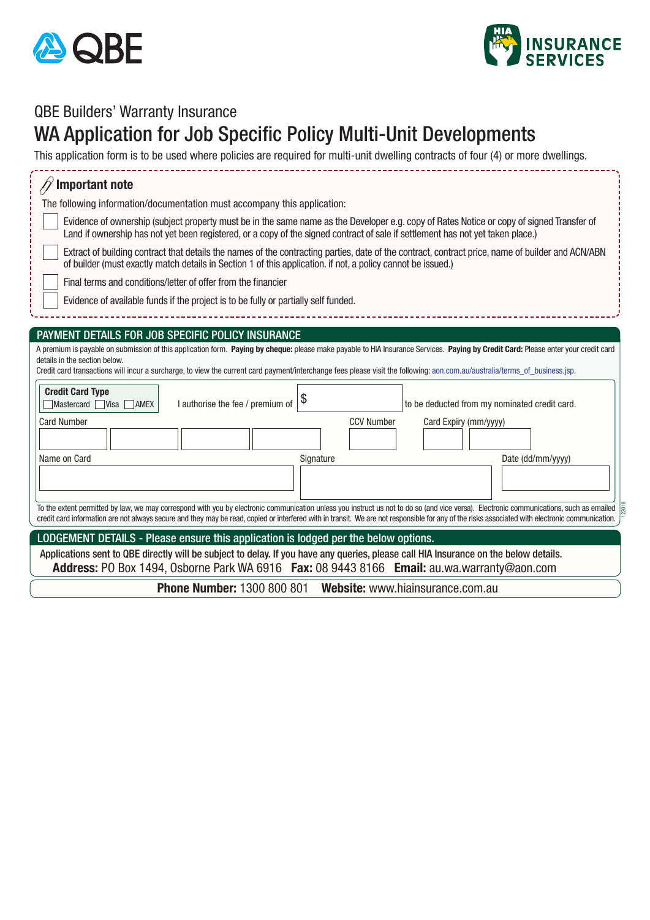QBE

HIA INSURANCE SERVICES

QBE Builders' Warranty Insurance

# WA Application for Job Specific Policy Multi-Unit Developments

This application form is to be used where policies are required for multi-unit dwelling contracts of four (4) or more dwellings.

## Important note

The following information/documentation must accompany this application:

- ☐ Evidence of ownership (subject property must be in the same name as the Developer e.g. copy of Rates Notice or copy of signed Transfer of Land if ownership has not yet been registered, or a copy of the signed contract of sale if settlement has not yet taken place.)
- ☐ Extract of building contract that details the names of the contracting parties, date of the contract, contract price, name of builder and ACN/ABN of builder (must exactly match details in Section 1 of this application. if not, a policy cannot be issued.)
- ☐ Final terms and conditions/letter of offer from the financier
- ☐ Evidence of available funds if the project is to be fully or partially self funded.

## PAYMENT DETAILS FOR JOB SPECIFIC POLICY INSURANCE

A premium is payable on submission of this application form. **Paying by cheque:** please make payable to HIA Insurance Services. **Paying by Credit Card:** Please enter your credit card details in the section below.

Credit card transactions will incur a surcharge, to view the current card payment/interchange fees please visit the following: aon.com.au/australia/terms_of_business.jsp.

**Credit Card Type**
☐ Mastercard ☐ Visa ☐ AMEX

I authorise the fee / premium of $ __________ to be deducted from my nominated credit card.

Card Number: ____ ____ ____ ____  CCV Number: ____  Card Expiry (mm/yyyy): ____ / ____

Name on Card: __________  Signature: __________  Date (dd/mm/yyyy): __________

To the extent permitted by law, we may correspond with you by electronic communication unless you instruct us not to do so (and vice versa). Electronic communications, such as emailed credit card information are not always secure and they may be read, copied or interfered with in transit. We are not responsible for any of the risks associated with electronic communication.

122018

## LODGEMENT DETAILS - Please ensure this application is lodged per the below options.

Applications sent to QBE directly will be subject to delay. If you have any queries, please call HIA Insurance on the below details.

**Address:** PO Box 1494, Osborne Park WA 6916 **Fax:** 08 9443 8166 **Email:** au.wa.warranty@aon.com

**Phone Number:** 1300 800 801 **Website:** www.hiainsurance.com.au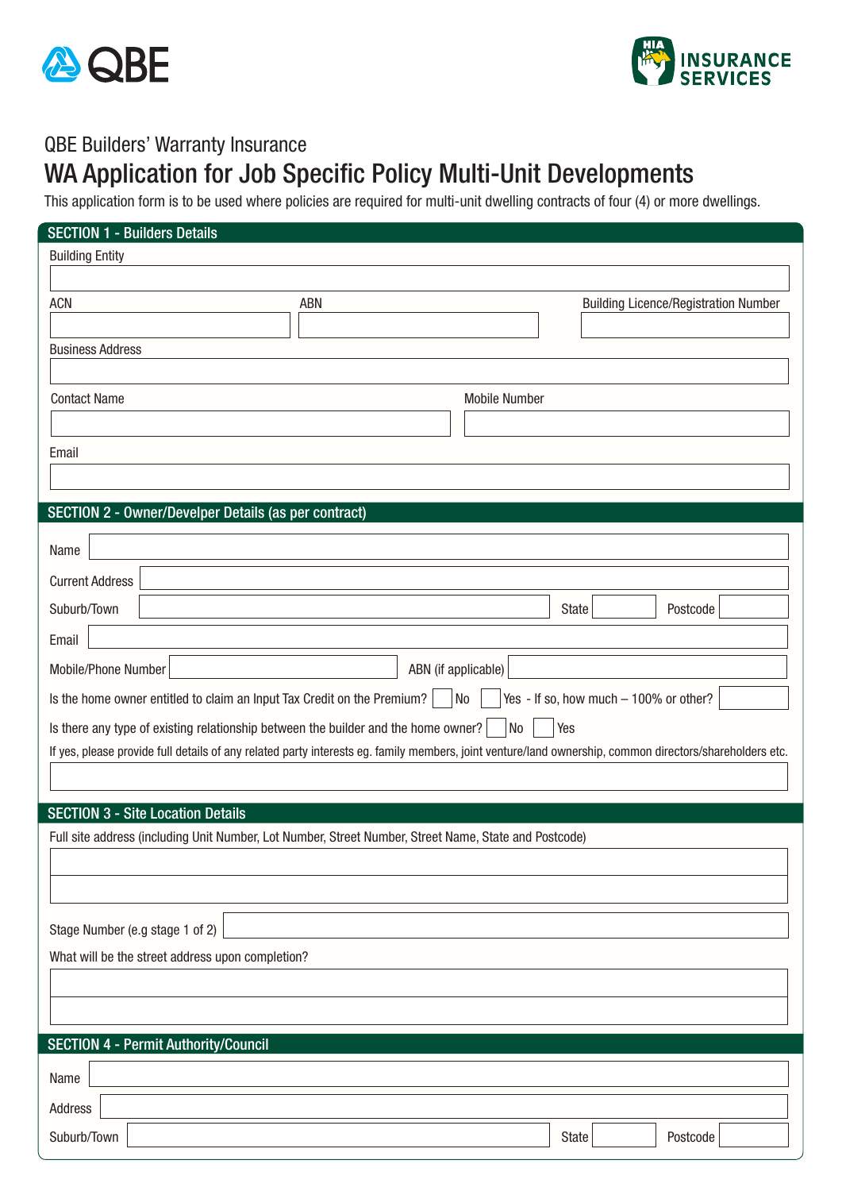QBE Builders' Warranty Insurance

# WA Application for Job Specific Policy Multi-Unit Developments

This application form is to be used where policies are required for multi-unit dwelling contracts of four (4) or more dwellings.

## SECTION 1 - Builders Details

Building Entity

ACN

ABN

Building Licence/Registration Number

Business Address

Contact Name

Mobile Number

Email

## SECTION 2 - Owner/Develper Details (as per contract)

Name

Current Address

Suburb/Town

State

Postcode

Email

Mobile/Phone Number

ABN (if applicable)

Is the home owner entitled to claim an Input Tax Credit on the Premium? ☐ No ☐ Yes - If so, how much – 100% or other?

Is there any type of existing relationship between the builder and the home owner? ☐ No ☐ Yes

If yes, please provide full details of any related party interests eg. family members, joint venture/land ownership, common directors/shareholders etc.

## SECTION 3 - Site Location Details

Full site address (including Unit Number, Lot Number, Street Number, Street Name, State and Postcode)

Stage Number (e.g stage 1 of 2)

What will be the street address upon completion?

## SECTION 4 - Permit Authority/Council

Name

Address

Suburb/Town

State

Postcode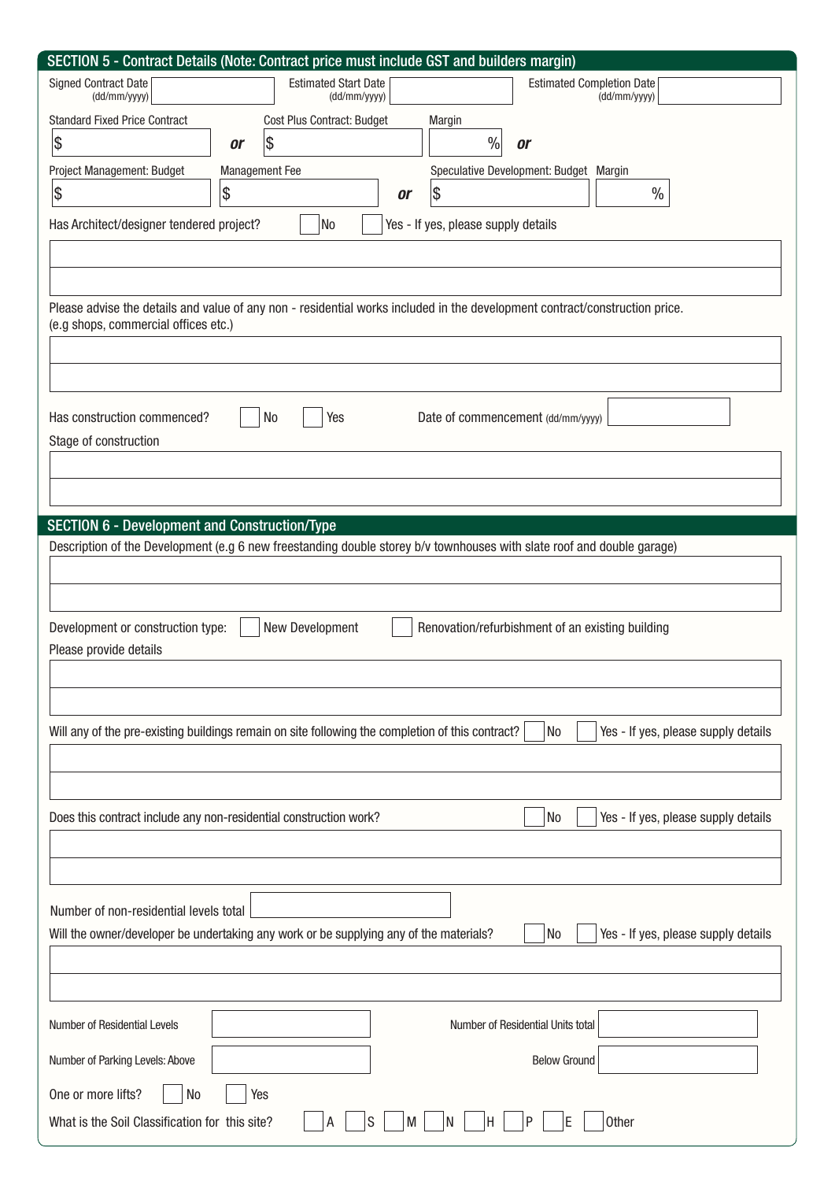## SECTION 5 - Contract Details (Note: Contract price must include GST and builders margin)

Signed Contract Date (dd/mm/yyyy) ____________ Estimated Start Date (dd/mm/yyyy) ____________ Estimated Completion Date (dd/mm/yyyy) ____________

Standard Fixed Price Contract: $ ____________ *or* Cost Plus Contract: Budget $ ____________ Margin ____ % *or*

Project Management: Budget $ ____________ Management Fee $ ____________ *or* Speculative Development: Budget $ ____________ Margin ____ %

Has Architect/designer tendered project? ☐ No ☐ Yes - If yes, please supply details

____________________________________________

____________________________________________

Please advise the details and value of any non - residential works included in the development contract/construction price. (e.g shops, commercial offices etc.)

____________________________________________

____________________________________________

Has construction commenced? ☐ No ☐ Yes Date of commencement (dd/mm/yyyy) ____________

Stage of construction

____________________________________________

____________________________________________

## SECTION 6 - Development and Construction/Type

Description of the Development (e.g 6 new freestanding double storey b/v townhouses with slate roof and double garage)

____________________________________________

____________________________________________

Development or construction type: ☐ New Development ☐ Renovation/refurbishment of an existing building

Please provide details

____________________________________________

____________________________________________

Will any of the pre-existing buildings remain on site following the completion of this contract? ☐ No ☐ Yes - If yes, please supply details

____________________________________________

____________________________________________

Does this contract include any non-residential construction work? ☐ No ☐ Yes - If yes, please supply details

____________________________________________

____________________________________________

Number of non-residential levels total ____________

Will the owner/developer be undertaking any work or be supplying any of the materials? ☐ No ☐ Yes - If yes, please supply details

____________________________________________

____________________________________________

Number of Residential Levels ____________ Number of Residential Units total ____________

Number of Parking Levels: Above ____________ Below Ground ____________

One or more lifts? ☐ No ☐ Yes

What is the Soil Classification for this site? ☐ A ☐ S ☐ M ☐ N ☐ H ☐ P ☐ E ☐ Other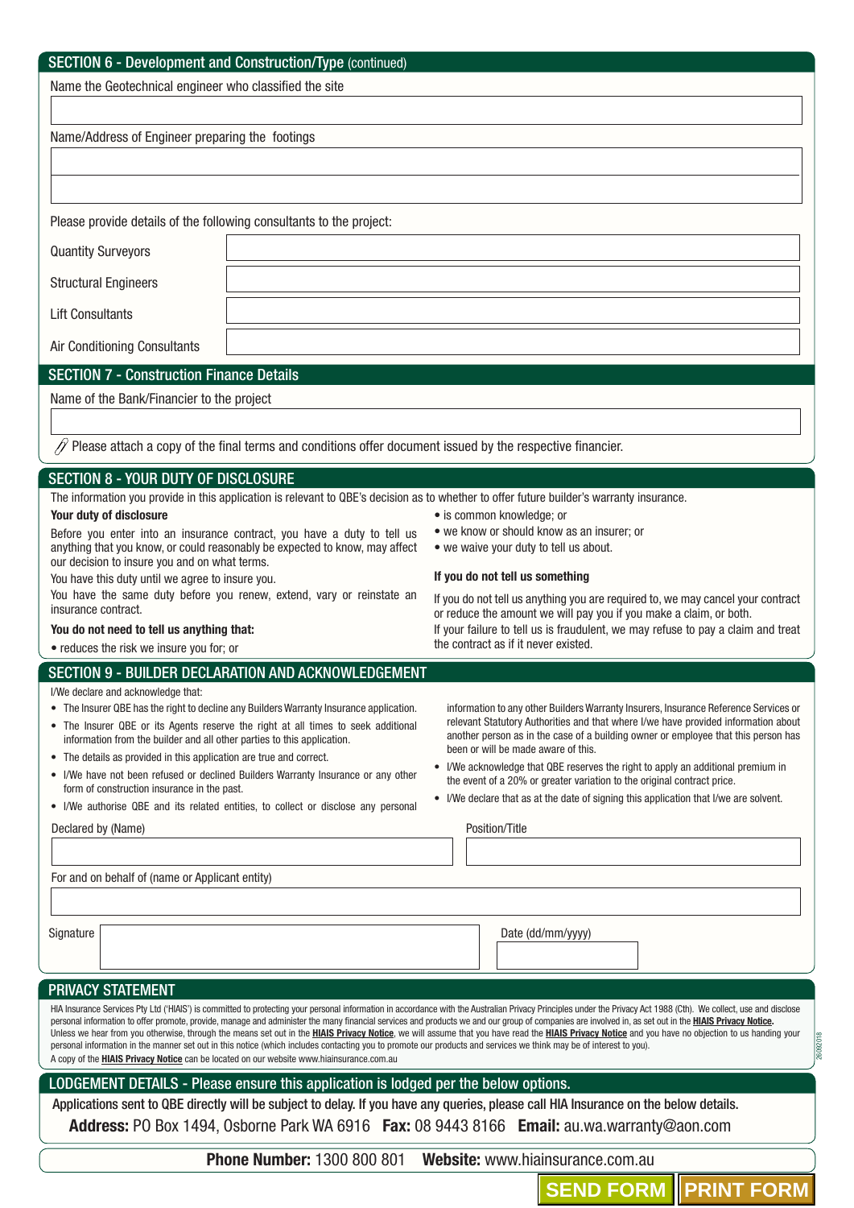## SECTION 6 - Development and Construction/Type (continued)

Name the Geotechnical engineer who classified the site

Name/Address of Engineer preparing the footings

Please provide details of the following consultants to the project:

| | |
|---|---|
| Quantity Surveyors | |
| Structural Engineers | |
| Lift Consultants | |
| Air Conditioning Consultants | |

## SECTION 7 - Construction Finance Details

Name of the Bank/Financier to the project

Please attach a copy of the final terms and conditions offer document issued by the respective financier.

## SECTION 8 - YOUR DUTY OF DISCLOSURE

The information you provide in this application is relevant to QBE's decision as to whether to offer future builder's warranty insurance.

**Your duty of disclosure**

Before you enter into an insurance contract, you have a duty to tell us anything that you know, or could reasonably be expected to know, may affect our decision to insure you and on what terms.

You have this duty until we agree to insure you.

You have the same duty before you renew, extend, vary or reinstate an insurance contract.

**You do not need to tell us anything that:**

- reduces the risk we insure you for; or
- is common knowledge; or
- we know or should know as an insurer; or
- we waive your duty to tell us about.

**If you do not tell us something**

If you do not tell us anything you are required to, we may cancel your contract or reduce the amount we will pay you if you make a claim, or both.

If your failure to tell us is fraudulent, we may refuse to pay a claim and treat the contract as if it never existed.

## SECTION 9 - BUILDER DECLARATION AND ACKNOWLEDGEMENT

I/We declare and acknowledge that:

- The Insurer QBE has the right to decline any Builders Warranty Insurance application.
- The Insurer QBE or its Agents reserve the right at all times to seek additional information from the builder and all other parties to this application.
- The details as provided in this application are true and correct.
- I/We have not been refused or declined Builders Warranty Insurance or any other form of construction insurance in the past.
- I/We authorise QBE and its related entities, to collect or disclose any personal information to any other Builders Warranty Insurers, Insurance Reference Services or relevant Statutory Authorities and that where I/we have provided information about another person as in the case of a building owner or employee that this person has been or will be made aware of this.
- I/We acknowledge that QBE reserves the right to apply an additional premium in the event of a 20% or greater variation to the original contract price.
- I/We declare that as at the date of signing this application that I/we are solvent.

Declared by (Name)

Position/Title

For and on behalf of (name or Applicant entity)

Signature

Date (dd/mm/yyyy)

## PRIVACY STATEMENT

HIA Insurance Services Pty Ltd ('HIAIS') is committed to protecting your personal information in accordance with the Australian Privacy Principles under the Privacy Act 1988 (Cth). We collect, use and disclose personal information to offer promote, provide, manage and administer the many financial services and products we and our group of companies are involved in, as set out in the **HIAIS Privacy Notice.** Unless we hear from you otherwise, through the means set out in the **HIAIS Privacy Notice**, we will assume that you have read the **HIAIS Privacy Notice** and you have no objection to us handing your personal information in the manner set out in this notice (which includes contacting you to promote our products and services we think may be of interest to you).

A copy of the **HIAIS Privacy Notice** can be located on our website www.hiainsurance.com.au

26082018

## LODGEMENT DETAILS - Please ensure this application is lodged per the below options.

Applications sent to QBE directly will be subject to delay. If you have any queries, please call HIA Insurance on the below details.

**Address:** PO Box 1494, Osborne Park WA 6916 **Fax:** 08 9443 8166 **Email:** au.wa.warranty@aon.com

**Phone Number:** 1300 800 801 **Website:** www.hiainsurance.com.au

SEND FORM PRINT FORM